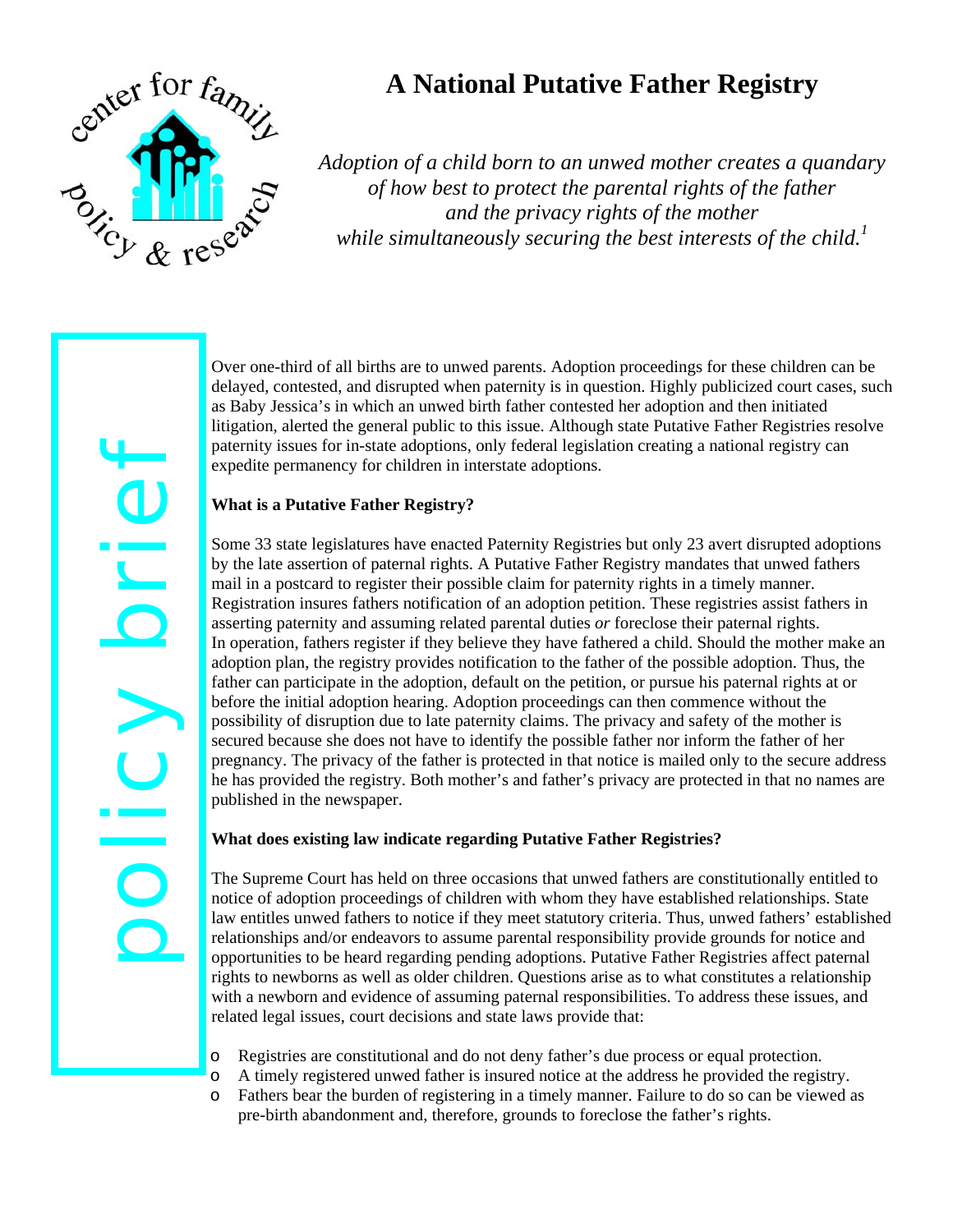# A National Putative Father Registry

*Adoption of a child born to an unwed mother creates a quandary of how best to protect the parental rights of the father and the privacy rights of the mother while simultaneously securing the best interests of the child.*[1]

Over one-third of all births are to unwed parents. Adoption proceedings for these children can be delayed, contested, and disrupted when paternity is in question. Highly publicized court cases, such as Baby Jessica's in which an unwed birth father contested her adoption and then initiated litigation, alerted the general public to this issue. Although state Putative Father Registries resolve paternity issues for in-state adoptions, only federal legislation creating a national registry can expedite permanency for children in interstate adoptions.

**What is a Putative Father Registry?**

Some 33 state legislatures have enacted Paternity Registries but only 23 avert disrupted adoptions by the late assertion of paternal rights. A Putative Father Registry mandates that unwed fathers mail in a postcard to register their possible claim for paternity rights in a timely manner. Registration insures fathers notification of an adoption petition. These registries assist fathers in asserting paternity and assuming related parental duties *or* foreclose their paternal rights. In operation, fathers register if they believe they have fathered a child. Should the mother make an adoption plan, the registry provides notification to the father of the possible adoption. Thus, the father can participate in the adoption, default on the petition, or pursue his paternal rights at or before the initial adoption hearing. Adoption proceedings can then commence without the possibility of disruption due to late paternity claims. The privacy and safety of the mother is secured because she does not have to identify the possible father nor inform the father of her pregnancy. The privacy of the father is protected in that notice is mailed only to the secure address he has provided the registry. Both mother's and father's privacy are protected in that no names are published in the newspaper.

**What does existing law indicate regarding Putative Father Registries?**

The Supreme Court has held on three occasions that unwed fathers are constitutionally entitled to notice of adoption proceedings of children with whom they have established relationships. State law entitles unwed fathers to notice if they meet statutory criteria. Thus, unwed fathers' established relationships and/or endeavors to assume parental responsibility provide grounds for notice and opportunities to be heard regarding pending adoptions. Putative Father Registries affect paternal rights to newborns as well as older children. Questions arise as to what constitutes a relationship with a newborn and evidence of assuming paternal responsibilities. To address these issues, and related legal issues, court decisions and state laws provide that:

- Registries are constitutional and do not deny father's due process or equal protection.
- A timely registered unwed father is insured notice at the address he provided the registry.
- Fathers bear the burden of registering in a timely manner. Failure to do so can be viewed as pre-birth abandonment and, therefore, grounds to foreclose the father's rights.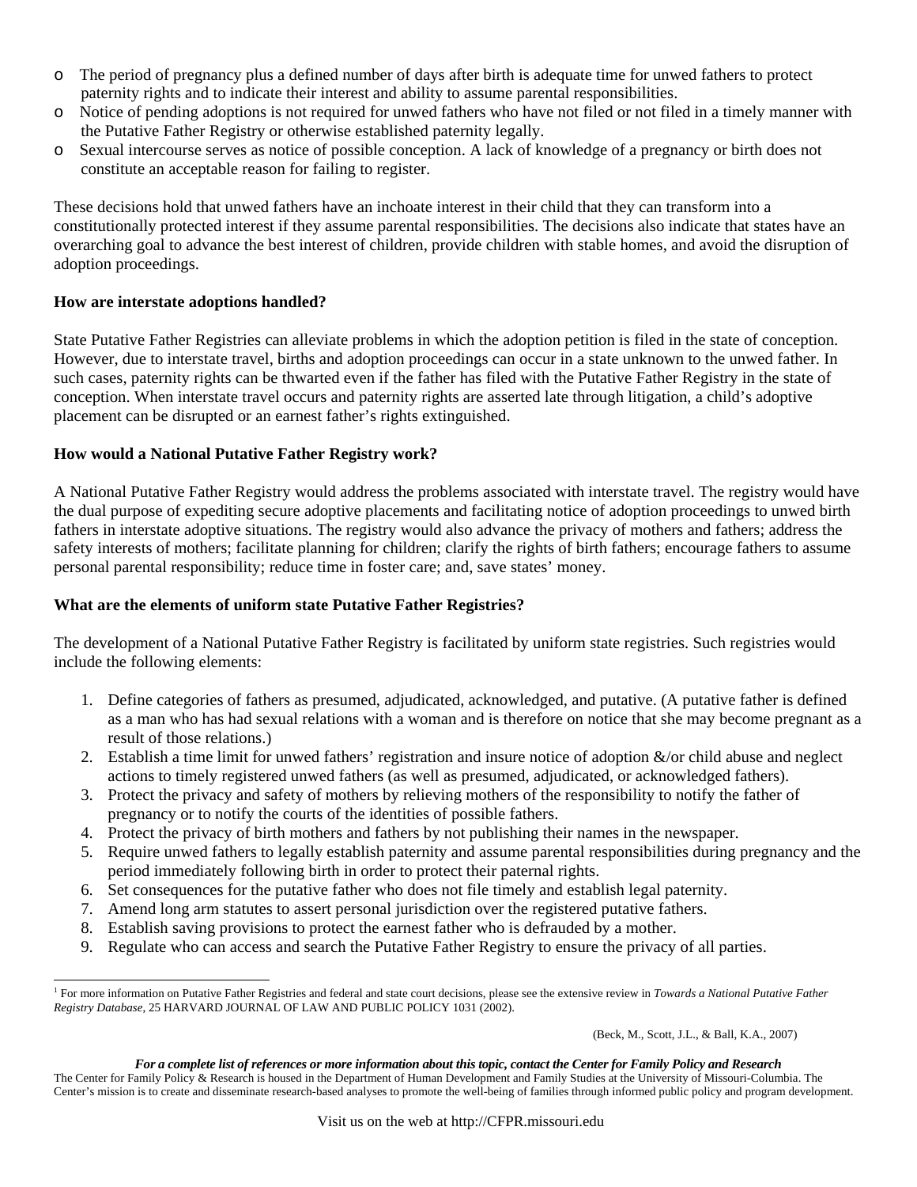- The period of pregnancy plus a defined number of days after birth is adequate time for unwed fathers to protect paternity rights and to indicate their interest and ability to assume parental responsibilities.
- Notice of pending adoptions is not required for unwed fathers who have not filed or not filed in a timely manner with the Putative Father Registry or otherwise established paternity legally.
- Sexual intercourse serves as notice of possible conception. A lack of knowledge of a pregnancy or birth does not constitute an acceptable reason for failing to register.

These decisions hold that unwed fathers have an inchoate interest in their child that they can transform into a constitutionally protected interest if they assume parental responsibilities. The decisions also indicate that states have an overarching goal to advance the best interest of children, provide children with stable homes, and avoid the disruption of adoption proceedings.

**How are interstate adoptions handled?**

State Putative Father Registries can alleviate problems in which the adoption petition is filed in the state of conception. However, due to interstate travel, births and adoption proceedings can occur in a state unknown to the unwed father. In such cases, paternity rights can be thwarted even if the father has filed with the Putative Father Registry in the state of conception. When interstate travel occurs and paternity rights are asserted late through litigation, a child's adoptive placement can be disrupted or an earnest father's rights extinguished.

**How would a National Putative Father Registry work?**

A National Putative Father Registry would address the problems associated with interstate travel. The registry would have the dual purpose of expediting secure adoptive placements and facilitating notice of adoption proceedings to unwed birth fathers in interstate adoptive situations. The registry would also advance the privacy of mothers and fathers; address the safety interests of mothers; facilitate planning for children; clarify the rights of birth fathers; encourage fathers to assume personal parental responsibility; reduce time in foster care; and, save states' money.

**What are the elements of uniform state Putative Father Registries?**

The development of a National Putative Father Registry is facilitated by uniform state registries. Such registries would include the following elements:

1. Define categories of fathers as presumed, adjudicated, acknowledged, and putative. (A putative father is defined as a man who has had sexual relations with a woman and is therefore on notice that she may become pregnant as a result of those relations.)
2. Establish a time limit for unwed fathers' registration and insure notice of adoption &/or child abuse and neglect actions to timely registered unwed fathers (as well as presumed, adjudicated, or acknowledged fathers).
3. Protect the privacy and safety of mothers by relieving mothers of the responsibility to notify the father of pregnancy or to notify the courts of the identities of possible fathers.
4. Protect the privacy of birth mothers and fathers by not publishing their names in the newspaper.
5. Require unwed fathers to legally establish paternity and assume parental responsibilities during pregnancy and the period immediately following birth in order to protect their paternal rights.
6. Set consequences for the putative father who does not file timely and establish legal paternity.
7. Amend long arm statutes to assert personal jurisdiction over the registered putative fathers.
8. Establish saving provisions to protect the earnest father who is defrauded by a mother.
9. Regulate who can access and search the Putative Father Registry to ensure the privacy of all parties.

[1] For more information on Putative Father Registries and federal and state court decisions, please see the extensive review in *Towards a National Putative Father Registry Database*, 25 HARVARD JOURNAL OF LAW AND PUBLIC POLICY 1031 (2002).

(Beck, M., Scott, J.L., & Ball, K.A., 2007)

***For a complete list of references or more information about this topic, contact the Center for Family Policy and Research***

The Center for Family Policy & Research is housed in the Department of Human Development and Family Studies at the University of Missouri-Columbia. The Center's mission is to create and disseminate research-based analyses to promote the well-being of families through informed public policy and program development.

Visit us on the web at http://CFPR.missouri.edu